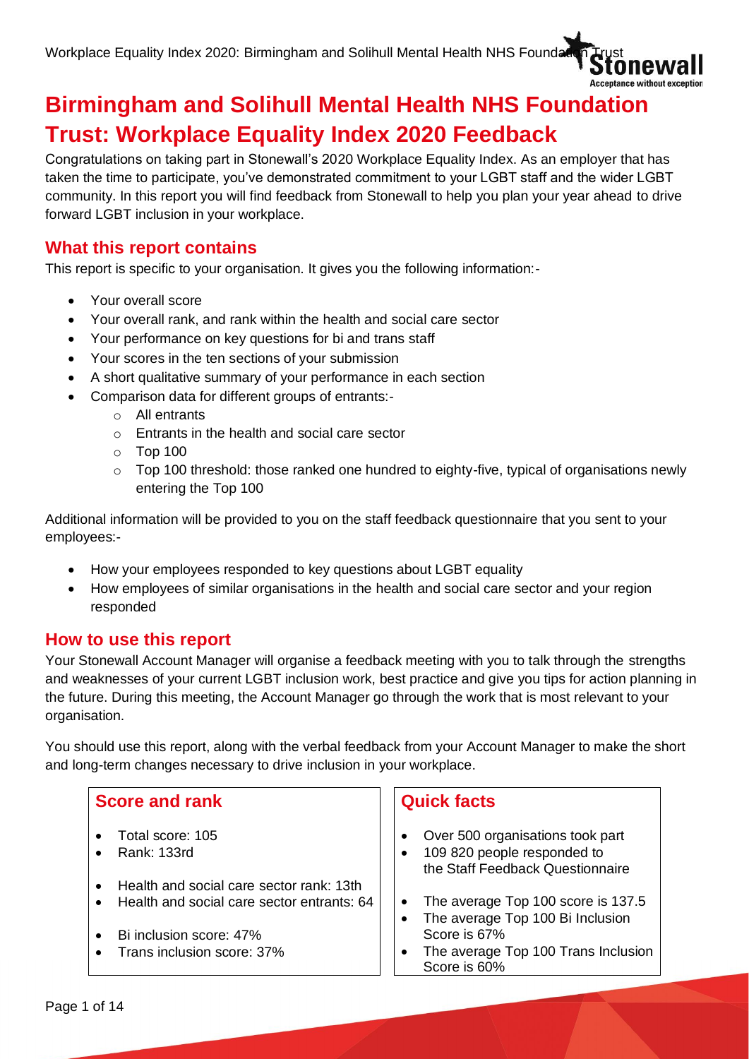# Birmingham and Solihull Mental Health NHS Foundation Trust: Workplace Equality Index 2020 Feedback

Congratulations on taking part in Stonewall's 2020 Workplace Equality Index. As an employer that has taken the time to participate, you've demonstrated commitment to your LGBT staff and the wider LGBT community. In this report you will find feedback from Stonewall to help you plan your year ahead to drive forward LGBT inclusion in your workplace.

## What this report contains

This report is specific to your organisation. It gives you the following information:-

- Your overall score
- Your overall rank, and rank within the health and social care sector
- Your performance on key questions for bi and trans staff
- Your scores in the ten sections of your submission
- A short qualitative summary of your performance in each section
- Comparison data for different groups of entrants:-
  - All entrants
  - Entrants in the health and social care sector
  - Top 100
  - Top 100 threshold: those ranked one hundred to eighty-five, typical of organisations newly entering the Top 100

Additional information will be provided to you on the staff feedback questionnaire that you sent to your employees:-

- How your employees responded to key questions about LGBT equality
- How employees of similar organisations in the health and social care sector and your region responded

## How to use this report

Your Stonewall Account Manager will organise a feedback meeting with you to talk through the strengths and weaknesses of your current LGBT inclusion work, best practice and give you tips for action planning in the future. During this meeting, the Account Manager go through the work that is most relevant to your organisation.

You should use this report, along with the verbal feedback from your Account Manager to make the short and long-term changes necessary to drive inclusion in your workplace.

### Score and rank

- Total score: 105
- Rank: 133rd
- Health and social care sector rank: 13th
- Health and social care sector entrants: 64
- Bi inclusion score: 47%
- Trans inclusion score: 37%

### Quick facts

- Over 500 organisations took part
- 109 820 people responded to the Staff Feedback Questionnaire
- The average Top 100 score is 137.5
- The average Top 100 Bi Inclusion Score is 67%
- The average Top 100 Trans Inclusion Score is 60%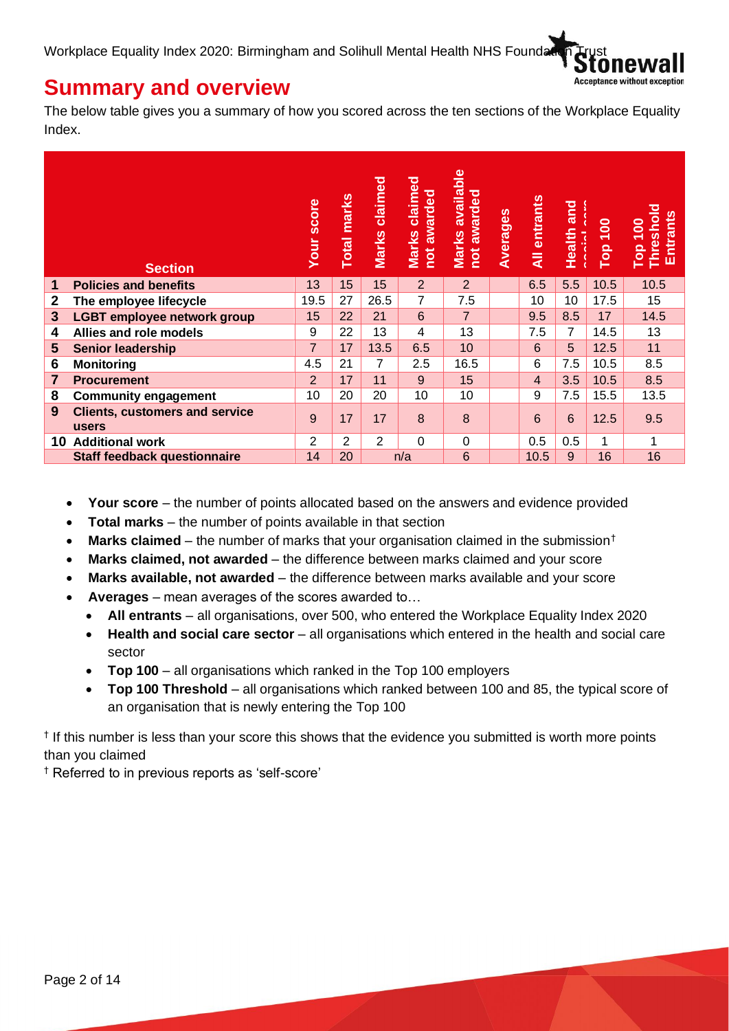## Summary and overview

The below table gives you a summary of how you scored across the ten sections of the Workplace Equality Index.

| | Section | Your score | Total marks | Marks claimed | Marks claimed not awarded | Marks available not awarded | Averages | All entrants | Health and social care | Top 100 | Top 100 Threshold Entrants |
|---|---|---|---|---|---|---|---|---|---|---|---|
| 1 | Policies and benefits | 13 | 15 | 15 | 2 | 2 | | 6.5 | 5.5 | 10.5 | 10.5 |
| 2 | The employee lifecycle | 19.5 | 27 | 26.5 | 7 | 7.5 | | 10 | 10 | 17.5 | 15 |
| 3 | LGBT employee network group | 15 | 22 | 21 | 6 | 7 | | 9.5 | 8.5 | 17 | 14.5 |
| 4 | Allies and role models | 9 | 22 | 13 | 4 | 13 | | 7.5 | 7 | 14.5 | 13 |
| 5 | Senior leadership | 7 | 17 | 13.5 | 6.5 | 10 | | 6 | 5 | 12.5 | 11 |
| 6 | Monitoring | 4.5 | 21 | 7 | 2.5 | 16.5 | | 6 | 7.5 | 10.5 | 8.5 |
| 7 | Procurement | 2 | 17 | 11 | 9 | 15 | | 4 | 3.5 | 10.5 | 8.5 |
| 8 | Community engagement | 10 | 20 | 20 | 10 | 10 | | 9 | 7.5 | 15.5 | 13.5 |
| 9 | Clients, customers and service users | 9 | 17 | 17 | 8 | 8 | | 6 | 6 | 12.5 | 9.5 |
| 10 | Additional work | 2 | 2 | 2 | 0 | 0 | | 0.5 | 0.5 | 1 | 1 |
| | Staff feedback questionnaire | 14 | 20 | n/a | | 6 | | 10.5 | 9 | 16 | 16 |

- **Your score** – the number of points allocated based on the answers and evidence provided
- **Total marks** – the number of points available in that section
- **Marks claimed** – the number of marks that your organisation claimed in the submission†
- **Marks claimed, not awarded** – the difference between marks claimed and your score
- **Marks available, not awarded** – the difference between marks available and your score
- **Averages** – mean averages of the scores awarded to…
  - **All entrants** – all organisations, over 500, who entered the Workplace Equality Index 2020
  - **Health and social care sector** – all organisations which entered in the health and social care sector
  - **Top 100** – all organisations which ranked in the Top 100 employers
  - **Top 100 Threshold** – all organisations which ranked between 100 and 85, the typical score of an organisation that is newly entering the Top 100

† If this number is less than your score this shows that the evidence you submitted is worth more points than you claimed

† Referred to in previous reports as 'self-score'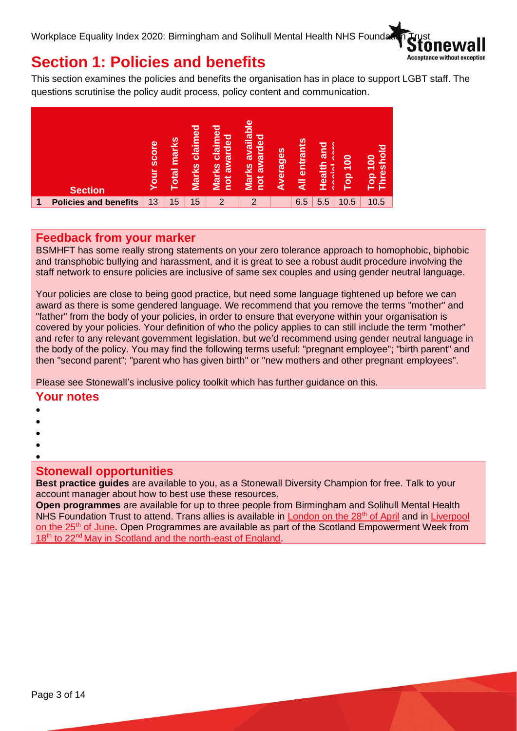# Section 1: Policies and benefits

This section examines the policies and benefits the organisation has in place to support LGBT staff. The questions scrutinise the policy audit process, policy content and communication.

| | Section | Your score | Total marks | Marks claimed | Marks claimed not awarded | Marks available not awarded | Averages | All entrants | Health and social care | Top 100 | Top 100 Threshold |
|---|---|---|---|---|---|---|---|---|---|---|---|
| 1 | Policies and benefits | 13 | 15 | 15 | 2 | 2 | | 6.5 | 5.5 | 10.5 | 10.5 |

## Feedback from your marker

BSMHFT has some really strong statements on your zero tolerance approach to homophobic, biphobic and transphobic bullying and harassment, and it is great to see a robust audit procedure involving the staff network to ensure policies are inclusive of same sex couples and using gender neutral language.

Your policies are close to being good practice, but need some language tightened up before we can award as there is some gendered language. We recommend that you remove the terms "mother" and "father" from the body of your policies, in order to ensure that everyone within your organisation is covered by your policies. Your definition of who the policy applies to can still include the term "mother" and refer to any relevant government legislation, but we'd recommend using gender neutral language in the body of the policy. You may find the following terms useful: "pregnant employee"; "birth parent" and then "second parent"; "parent who has given birth" or "new mothers and other pregnant employees".

Please see Stonewall's inclusive policy toolkit which has further guidance on this.

## Your notes

- 
- 
- 
- 
- 

## Stonewall opportunities

**Best practice guides** are available to you, as a Stonewall Diversity Champion for free. Talk to your account manager about how to best use these resources.

**Open programmes** are available for up to three people from Birmingham and Solihull Mental Health NHS Foundation Trust to attend. Trans allies is available in London on the 28th of April and in Liverpool on the 25th of June. Open Programmes are available as part of the Scotland Empowerment Week from 18th to 22nd May in Scotland and the north-east of England.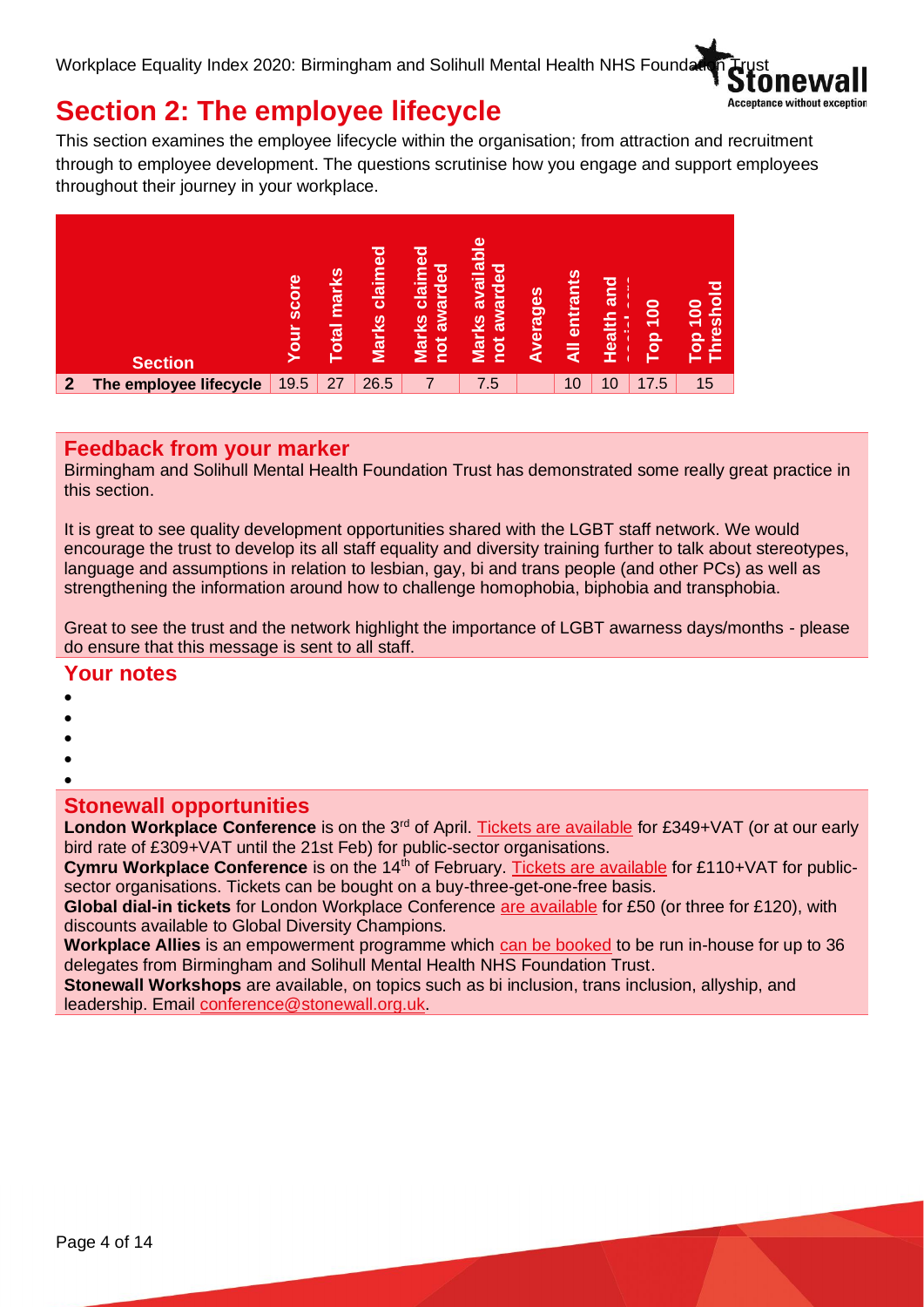# Section 2: The employee lifecycle

This section examines the employee lifecycle within the organisation; from attraction and recruitment through to employee development. The questions scrutinise how you engage and support employees throughout their journey in your workplace.

| | Section | Your score | Total marks | Marks claimed | Marks claimed not awarded | Marks available not awarded | Averages | All entrants | Health and social care | Top 100 | Top 100 Threshold |
|---|---|---|---|---|---|---|---|---|---|---|---|
| 2 | The employee lifecycle | 19.5 | 27 | 26.5 | 7 | 7.5 | | 10 | 10 | 17.5 | 15 |

## Feedback from your marker

Birmingham and Solihull Mental Health Foundation Trust has demonstrated some really great practice in this section.

It is great to see quality development opportunities shared with the LGBT staff network. We would encourage the trust to develop its all staff equality and diversity training further to talk about stereotypes, language and assumptions in relation to lesbian, gay, bi and trans people (and other PCs) as well as strengthening the information around how to challenge homophobia, biphobia and transphobia.

Great to see the trust and the network highlight the importance of LGBT awarness days/months - please do ensure that this message is sent to all staff.

## Your notes

-
-
-
-
-

## Stonewall opportunities

**London Workplace Conference** is on the 3rd of April. Tickets are available for £349+VAT (or at our early bird rate of £309+VAT until the 21st Feb) for public-sector organisations.

**Cymru Workplace Conference** is on the 14th of February. Tickets are available for £110+VAT for public-sector organisations. Tickets can be bought on a buy-three-get-one-free basis.

**Global dial-in tickets** for London Workplace Conference are available for £50 (or three for £120), with discounts available to Global Diversity Champions.

**Workplace Allies** is an empowerment programme which can be booked to be run in-house for up to 36 delegates from Birmingham and Solihull Mental Health NHS Foundation Trust.

**Stonewall Workshops** are available, on topics such as bi inclusion, trans inclusion, allyship, and leadership. Email conference@stonewall.org.uk.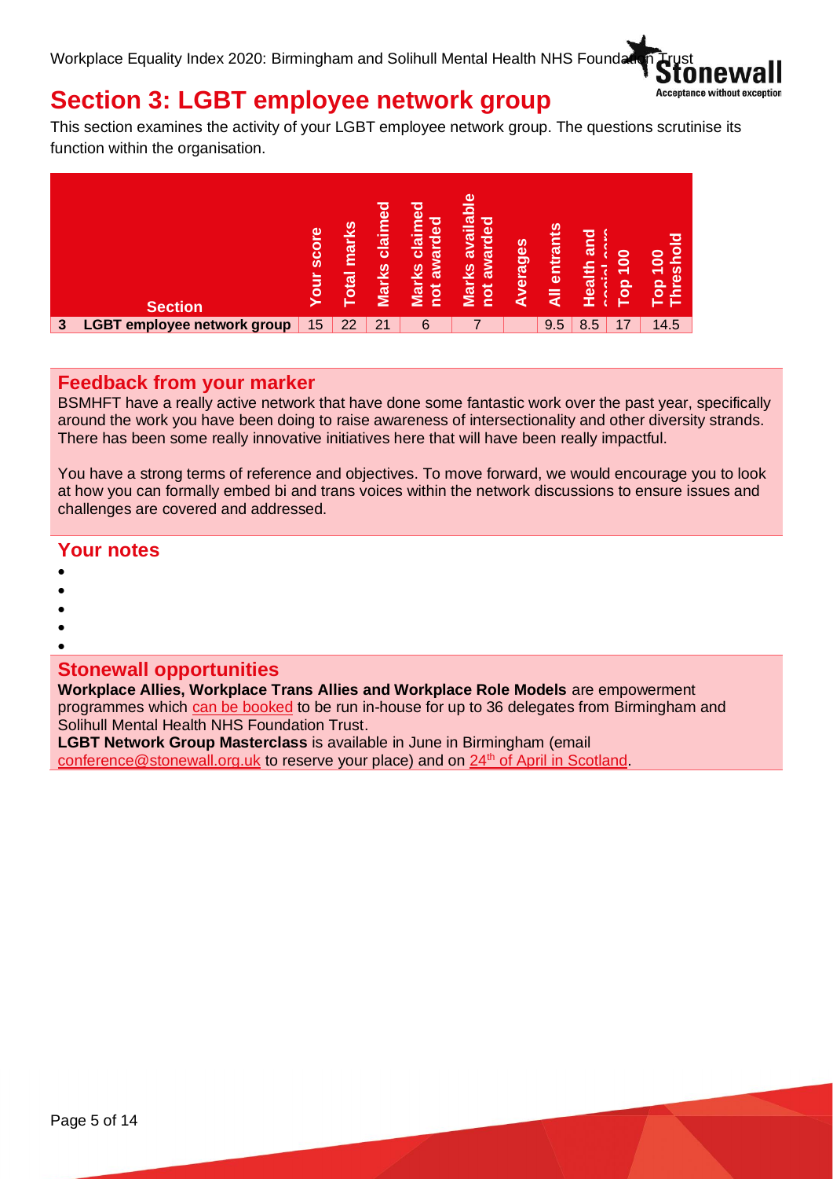## Section 3: LGBT employee network group

This section examines the activity of your LGBT employee network group. The questions scrutinise its function within the organisation.

| | Section | Your score | Total marks | Marks claimed | Marks claimed not awarded | Marks available not awarded | Averages | All entrants | Health and social care | Top 100 | Top 100 Threshold |
|---|---|---|---|---|---|---|---|---|---|---|---|
| 3 | LGBT employee network group | 15 | 22 | 21 | 6 | 7 | | 9.5 | 8.5 | 17 | 14.5 |

### Feedback from your marker

BSMHFT have a really active network that have done some fantastic work over the past year, specifically around the work you have been doing to raise awareness of intersectionality and other diversity strands. There has been some really innovative initiatives here that will have been really impactful.

You have a strong terms of reference and objectives. To move forward, we would encourage you to look at how you can formally embed bi and trans voices within the network discussions to ensure issues and challenges are covered and addressed.

### Your notes

- 
- 
- 
- 
- 

### Stonewall opportunities

**Workplace Allies, Workplace Trans Allies and Workplace Role Models** are empowerment programmes which can be booked to be run in-house for up to 36 delegates from Birmingham and Solihull Mental Health NHS Foundation Trust.

**LGBT Network Group Masterclass** is available in June in Birmingham (email conference@stonewall.org.uk to reserve your place) and on 24th of April in Scotland.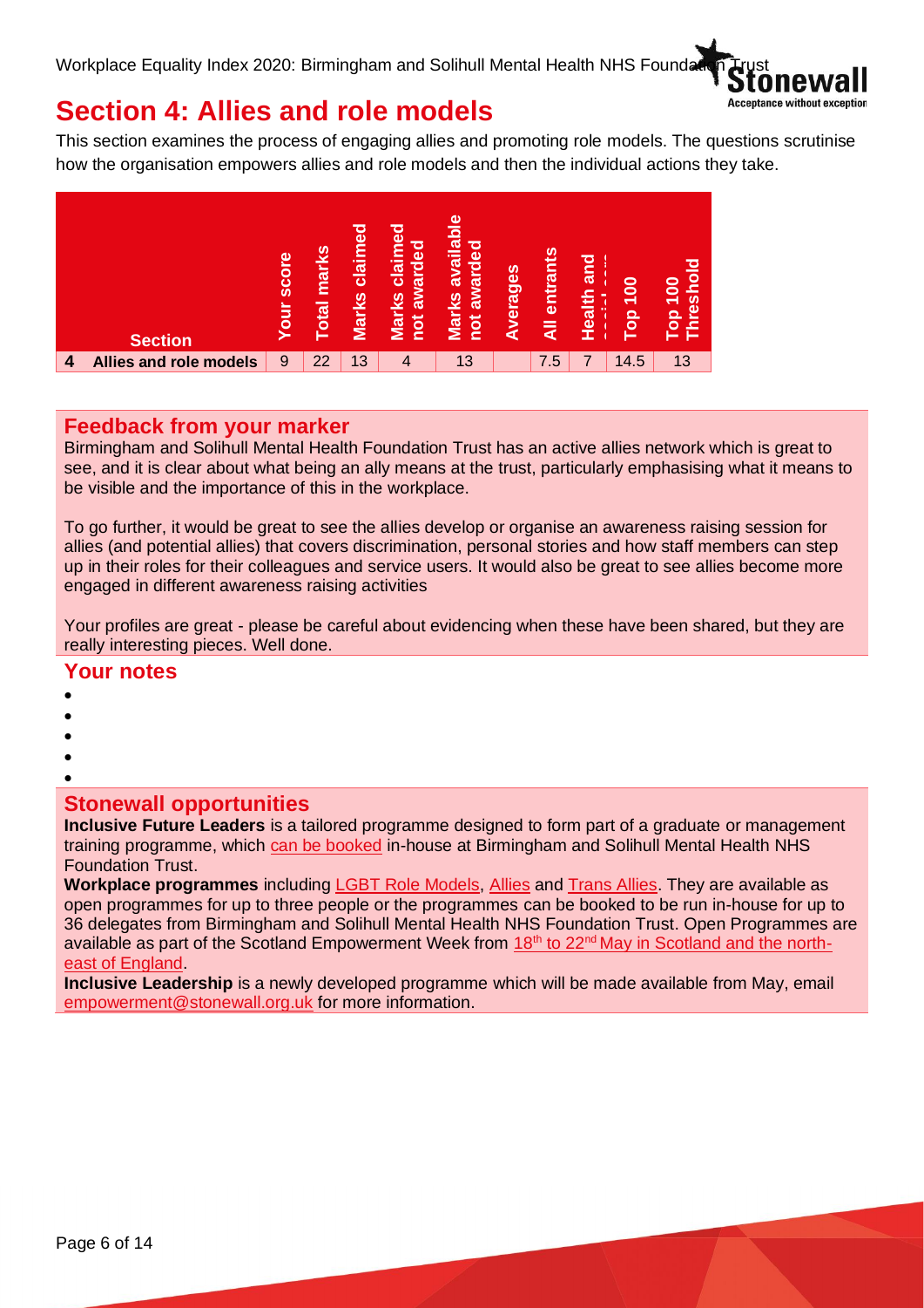# Section 4: Allies and role models

This section examines the process of engaging allies and promoting role models. The questions scrutinise how the organisation empowers allies and role models and then the individual actions they take.

| | Section | Your score | Total marks | Marks claimed | Marks claimed not awarded | Marks available not awarded | Averages | All entrants | Health and social care | Top 100 | Top 100 Threshold |
|---|---|---|---|---|---|---|---|---|---|---|---|
| 4 | Allies and role models | 9 | 22 | 13 | 4 | 13 | | 7.5 | 7 | 14.5 | 13 |

## Feedback from your marker

Birmingham and Solihull Mental Health Foundation Trust has an active allies network which is great to see, and it is clear about what being an ally means at the trust, particularly emphasising what it means to be visible and the importance of this in the workplace.

To go further, it would be great to see the allies develop or organise an awareness raising session for allies (and potential allies) that covers discrimination, personal stories and how staff members can step up in their roles for their colleagues and service users. It would also be great to see allies become more engaged in different awareness raising activities

Your profiles are great - please be careful about evidencing when these have been shared, but they are really interesting pieces. Well done.

## Your notes

- 
- 
- 
- 
- 

## Stonewall opportunities

**Inclusive Future Leaders** is a tailored programme designed to form part of a graduate or management training programme, which can be booked in-house at Birmingham and Solihull Mental Health NHS Foundation Trust.

**Workplace programmes** including LGBT Role Models, Allies and Trans Allies. They are available as open programmes for up to three people or the programmes can be booked to be run in-house for up to 36 delegates from Birmingham and Solihull Mental Health NHS Foundation Trust. Open Programmes are available as part of the Scotland Empowerment Week from 18th to 22nd May in Scotland and the north-east of England.

**Inclusive Leadership** is a newly developed programme which will be made available from May, email empowerment@stonewall.org.uk for more information.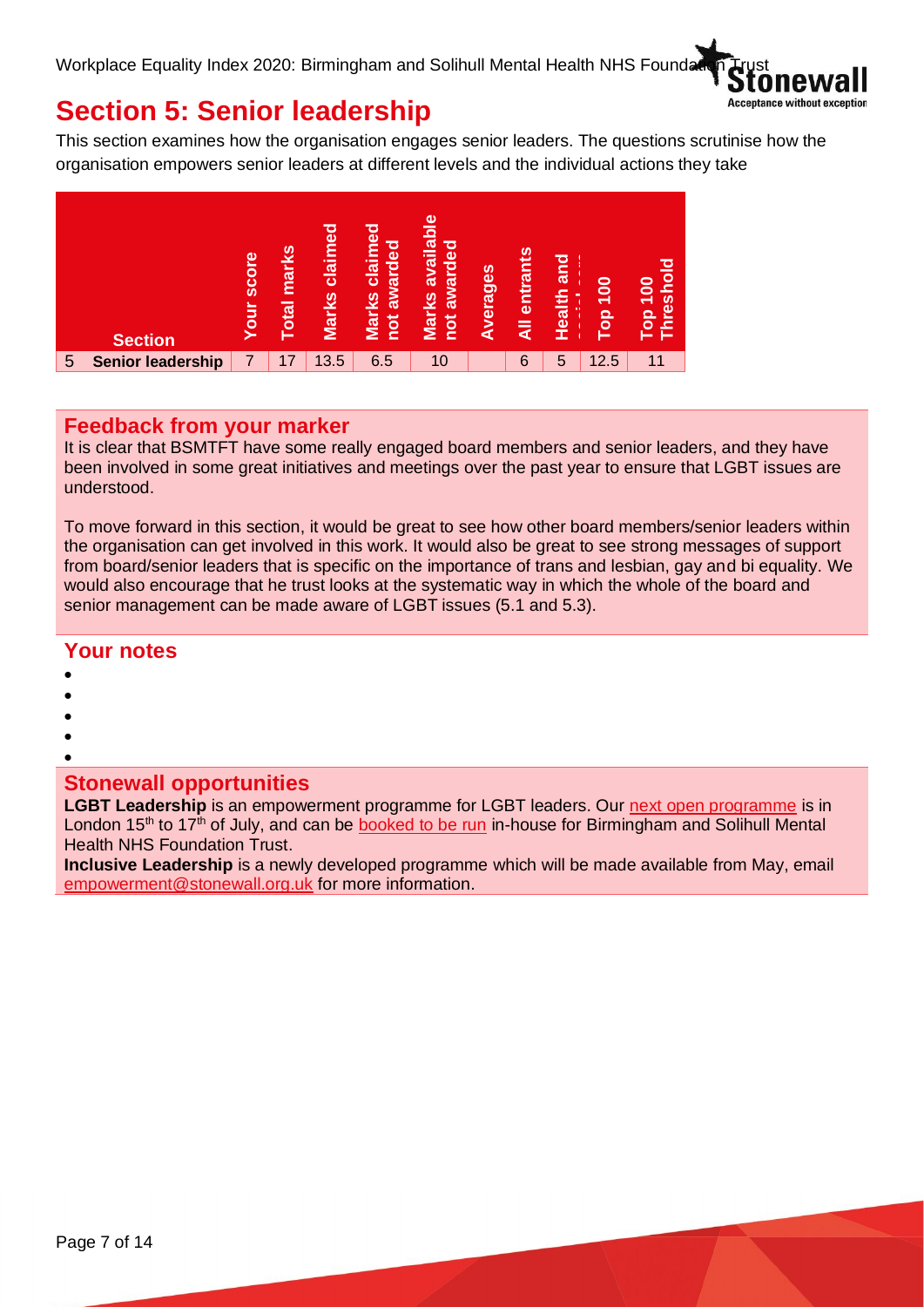## Section 5: Senior leadership

This section examines how the organisation engages senior leaders. The questions scrutinise how the organisation empowers senior leaders at different levels and the individual actions they take

| | Section | Your score | Total marks | Marks claimed | Marks claimed not awarded | Marks available not awarded | Averages | All entrants | Health and social care | Top 100 | Top 100 Threshold |
|---|---|---|---|---|---|---|---|---|---|---|---|
| 5 | Senior leadership | 7 | 17 | 13.5 | 6.5 | 10 | | 6 | 5 | 12.5 | 11 |

### Feedback from your marker

It is clear that BSMTFT have some really engaged board members and senior leaders, and they have been involved in some great initiatives and meetings over the past year to ensure that LGBT issues are understood.

To move forward in this section, it would be great to see how other board members/senior leaders within the organisation can get involved in this work. It would also be great to see strong messages of support from board/senior leaders that is specific on the importance of trans and lesbian, gay and bi equality. We would also encourage that he trust looks at the systematic way in which the whole of the board and senior management can be made aware of LGBT issues (5.1 and 5.3).

### Your notes

-
-
-
-
-

### Stonewall opportunities

**LGBT Leadership** is an empowerment programme for LGBT leaders. Our next open programme is in London 15th to 17th of July, and can be booked to be run in-house for Birmingham and Solihull Mental Health NHS Foundation Trust.

**Inclusive Leadership** is a newly developed programme which will be made available from May, email empowerment@stonewall.org.uk for more information.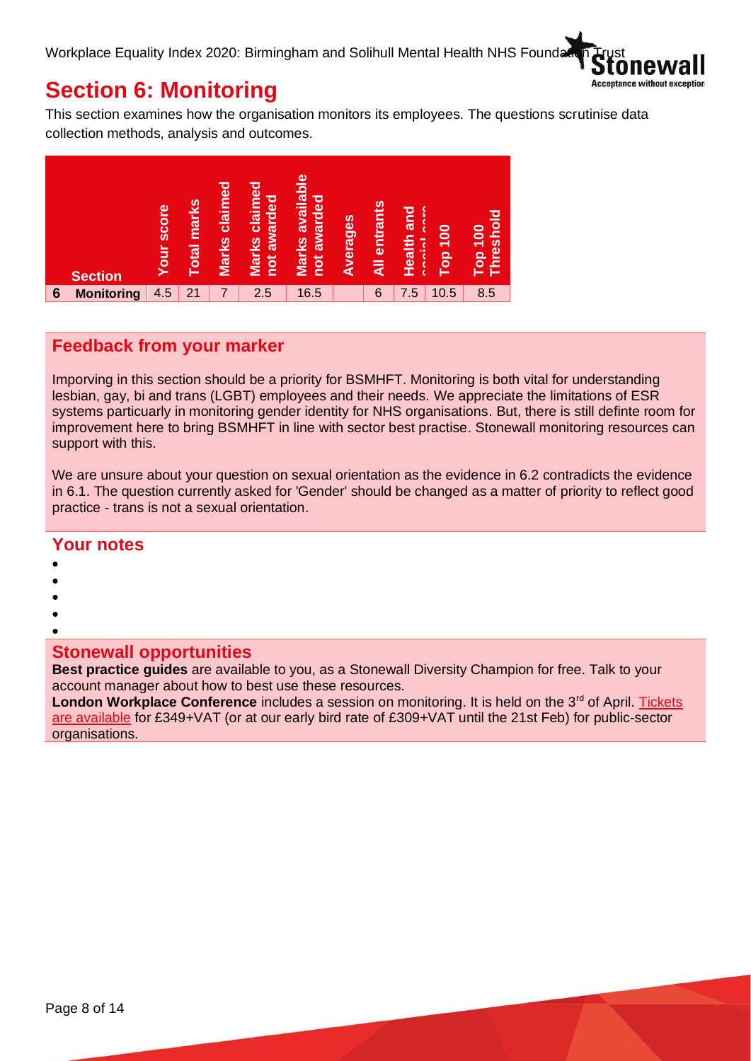# Section 6: Monitoring

This section examines how the organisation monitors its employees. The questions scrutinise data collection methods, analysis and outcomes.

| | Section | Your score | Total marks | Marks claimed | Marks claimed not awarded | Marks available not awarded | Averages | All entrants | Health and social care | Top 100 | Top 100 Threshold |
|---|---|---|---|---|---|---|---|---|---|---|---|
| 6 | Monitoring | 4.5 | 21 | 7 | 2.5 | 16.5 | | 6 | 7.5 | 10.5 | 8.5 |

## Feedback from your marker

Imporving in this section should be a priority for BSMHFT. Monitoring is both vital for understanding lesbian, gay, bi and trans (LGBT) employees and their needs. We appreciate the limitations of ESR systems particuarly in monitoring gender identity for NHS organisations. But, there is still definte room for improvement here to bring BSMHFT in line with sector best practise. Stonewall monitoring resources can support with this.

We are unsure about your question on sexual orientation as the evidence in 6.2 contradicts the evidence in 6.1. The question currently asked for 'Gender' should be changed as a matter of priority to reflect good practice - trans is not a sexual orientation.

## Your notes

- 
- 
- 
- 
- 

## Stonewall opportunities

**Best practice guides** are available to you, as a Stonewall Diversity Champion for free. Talk to your account manager about how to best use these resources.

**London Workplace Conference** includes a session on monitoring. It is held on the 3rd of April. Tickets are available for £349+VAT (or at our early bird rate of £309+VAT until the 21st Feb) for public-sector organisations.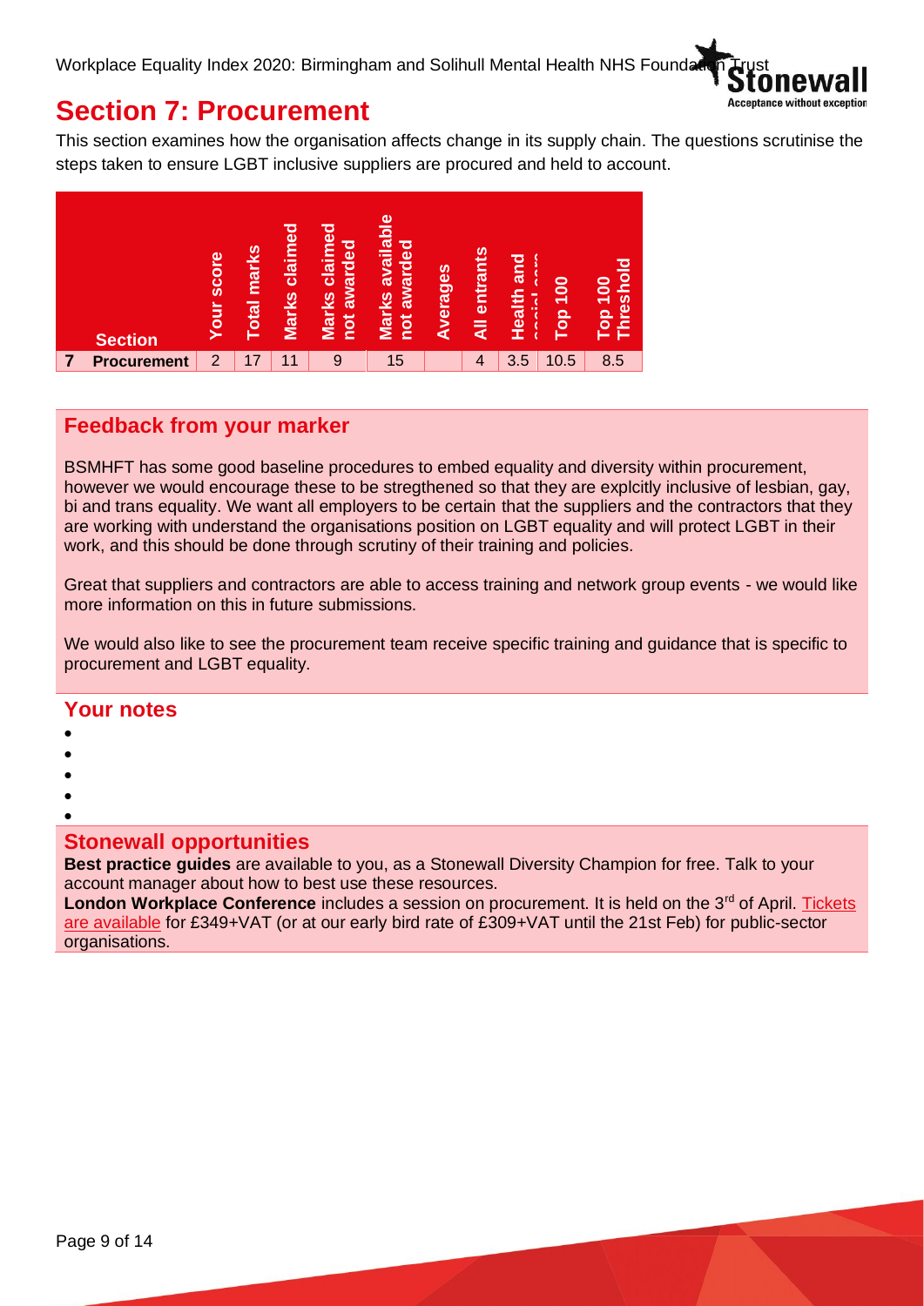## Section 7: Procurement

This section examines how the organisation affects change in its supply chain. The questions scrutinise the steps taken to ensure LGBT inclusive suppliers are procured and held to account.

| | Section | Your score | Total marks | Marks claimed | Marks claimed not awarded | Marks available not awarded | Averages | All entrants | Health and social care | Top 100 | Top 100 Threshold |
|---|---|---|---|---|---|---|---|---|---|---|---|
| 7 | Procurement | 2 | 17 | 11 | 9 | 15 | | 4 | 3.5 | 10.5 | 8.5 |

### Feedback from your marker

BSMHFT has some good baseline procedures to embed equality and diversity within procurement, however we would encourage these to be stregthened so that they are explcitly inclusive of lesbian, gay, bi and trans equality. We want all employers to be certain that the suppliers and the contractors that they are working with understand the organisations position on LGBT equality and will protect LGBT in their work, and this should be done through scrutiny of their training and policies.

Great that suppliers and contractors are able to access training and network group events - we would like more information on this in future submissions.

We would also like to see the procurement team receive specific training and guidance that is specific to procurement and LGBT equality.

### Your notes

- 
- 
- 
- 
- 

### Stonewall opportunities

**Best practice guides** are available to you, as a Stonewall Diversity Champion for free. Talk to your account manager about how to best use these resources.

**London Workplace Conference** includes a session on procurement. It is held on the 3rd of April. Tickets are available for £349+VAT (or at our early bird rate of £309+VAT until the 21st Feb) for public-sector organisations.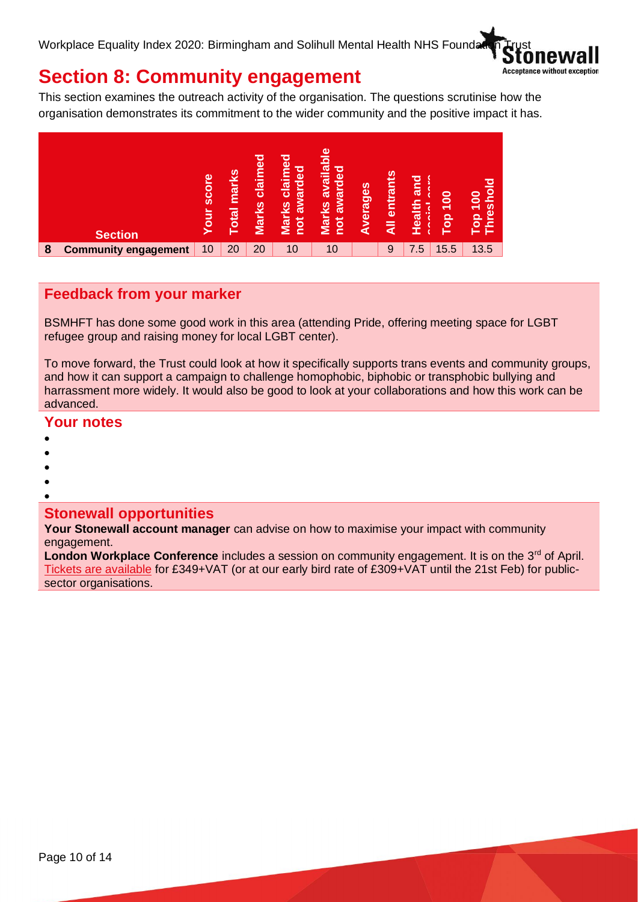# Section 8: Community engagement

This section examines the outreach activity of the organisation. The questions scrutinise how the organisation demonstrates its commitment to the wider community and the positive impact it has.

| | Section | Your score | Total marks | Marks claimed | Marks claimed not awarded | Marks available not awarded | Averages | All entrants | Health and social care | Top 100 | Top 100 Threshold |
|---|---|---|---|---|---|---|---|---|---|---|---|
| 8 | Community engagement | 10 | 20 | 20 | 10 | 10 | | 9 | 7.5 | 15.5 | 13.5 |

## Feedback from your marker

BSMHFT has done some good work in this area (attending Pride, offering meeting space for LGBT refugee group and raising money for local LGBT center).

To move forward, the Trust could look at how it specifically supports trans events and community groups, and how it can support a campaign to challenge homophobic, biphobic or transphobic bullying and harrassment more widely. It would also be good to look at your collaborations and how this work can be advanced.

## Your notes

- 
- 
- 
- 
- 

## Stonewall opportunities

**Your Stonewall account manager** can advise on how to maximise your impact with community engagement.

**London Workplace Conference** includes a session on community engagement. It is on the 3rd of April. Tickets are available for £349+VAT (or at our early bird rate of £309+VAT until the 21st Feb) for public-sector organisations.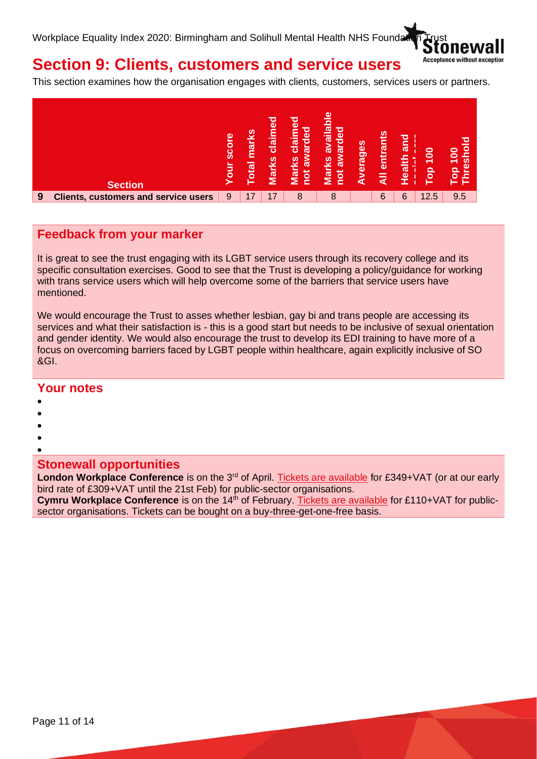## Section 9: Clients, customers and service users

This section examines how the organisation engages with clients, customers, services users or partners.

| | Section | Your score | Total marks | Marks claimed | Marks claimed not awarded | Marks available not awarded | Averages | All entrants | Health and social care | Top 100 | Top 100 Threshold |
|---|---|---|---|---|---|---|---|---|---|---|---|
| 9 | Clients, customers and service users | 9 | 17 | 17 | 8 | 8 | | 6 | 6 | 12.5 | 9.5 |

### Feedback from your marker

It is great to see the trust engaging with its LGBT service users through its recovery college and its specific consultation exercises. Good to see that the Trust is developing a policy/guidance for working with trans service users which will help overcome some of the barriers that service users have mentioned.

We would encourage the Trust to asses whether lesbian, gay bi and trans people are accessing its services and what their satisfaction is - this is a good start but needs to be inclusive of sexual orientation and gender identity. We would also encourage the trust to develop its EDI training to have more of a focus on overcoming barriers faced by LGBT people within healthcare, again explicitly inclusive of SO &GI.

### Your notes

- 
- 
- 
- 
- 

### Stonewall opportunities

**London Workplace Conference** is on the 3rd of April. Tickets are available for £349+VAT (or at our early bird rate of £309+VAT until the 21st Feb) for public-sector organisations.
**Cymru Workplace Conference** is on the 14th of February. Tickets are available for £110+VAT for public-sector organisations. Tickets can be bought on a buy-three-get-one-free basis.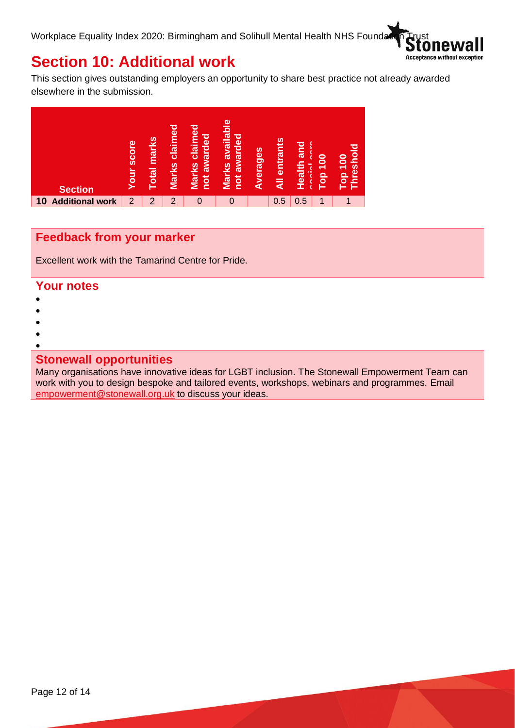# Section 10: Additional work

This section gives outstanding employers an opportunity to share best practice not already awarded elsewhere in the submission.

| Section | Your score | Total marks | Marks claimed | Marks claimed not awarded | Marks available not awarded | Averages | All entrants | Health and social care | Top 100 | Top 100 Threshold |
|---|---|---|---|---|---|---|---|---|---|---|
| 10 Additional work | 2 | 2 | 2 | 0 | 0 | | 0.5 | 0.5 | 1 | 1 |

## Feedback from your marker

Excellent work with the Tamarind Centre for Pride.

## Your notes

-
-
-
-
-

## Stonewall opportunities

Many organisations have innovative ideas for LGBT inclusion. The Stonewall Empowerment Team can work with you to design bespoke and tailored events, workshops, webinars and programmes. Email empowerment@stonewall.org.uk to discuss your ideas.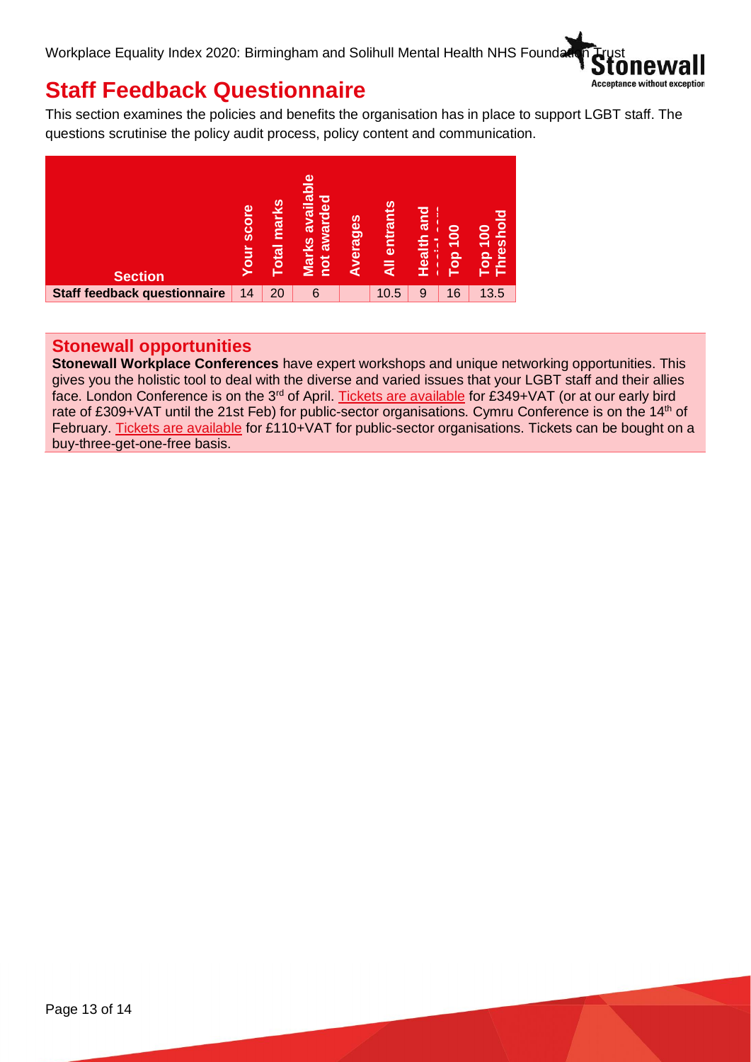# Staff Feedback Questionnaire

This section examines the policies and benefits the organisation has in place to support LGBT staff. The questions scrutinise the policy audit process, policy content and communication.

| Section | Your score | Total marks | Marks available not awarded | Averages | All entrants | Health and social care | Top 100 | Top 100 Threshold |
|---|---|---|---|---|---|---|---|---|
| **Staff feedback questionnaire** | 14 | 20 | 6 | | 10.5 | 9 | 16 | 13.5 |

## Stonewall opportunities

**Stonewall Workplace Conferences** have expert workshops and unique networking opportunities. This gives you the holistic tool to deal with the diverse and varied issues that your LGBT staff and their allies face. London Conference is on the 3rd of April. Tickets are available for £349+VAT (or at our early bird rate of £309+VAT until the 21st Feb) for public-sector organisations. Cymru Conference is on the 14th of February. Tickets are available for £110+VAT for public-sector organisations. Tickets can be bought on a buy-three-get-one-free basis.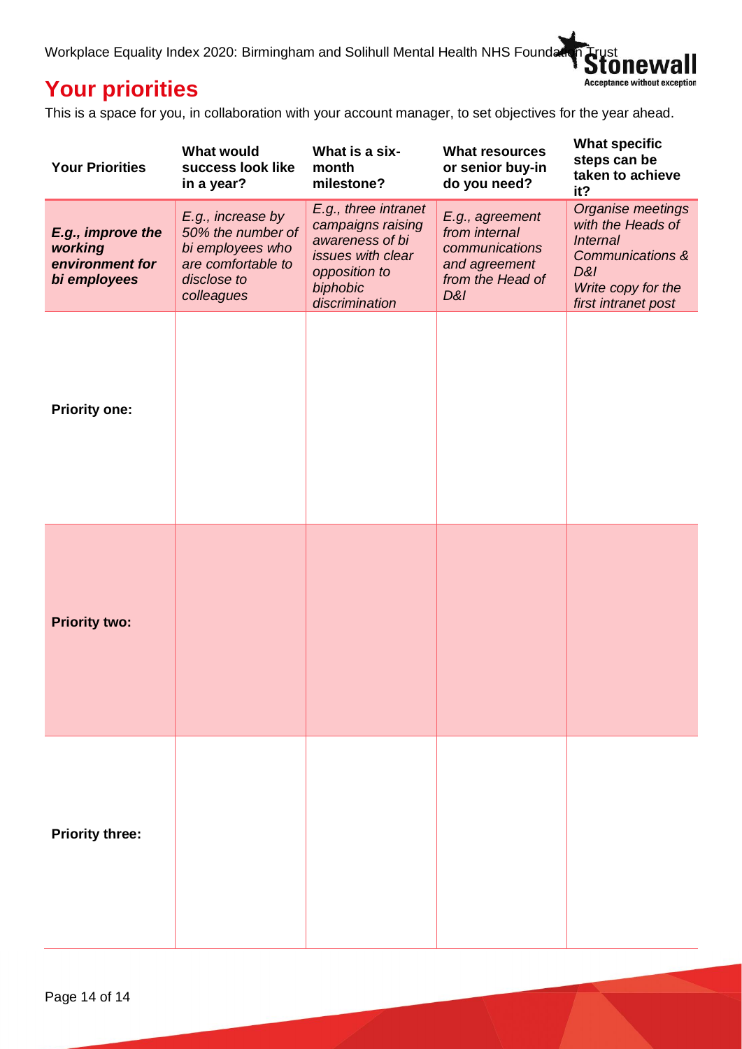## Your priorities

This is a space for you, in collaboration with your account manager, to set objectives for the year ahead.

| Your Priorities | What would success look like in a year? | What is a six-month milestone? | What resources or senior buy-in do you need? | What specific steps can be taken to achieve it? |
|---|---|---|---|---|
| ***E.g., improve the working environment for bi employees*** | *E.g., increase by 50% the number of bi employees who are comfortable to disclose to colleagues* | *E.g., three intranet campaigns raising awareness of bi issues with clear opposition to biphobic discrimination* | *E.g., agreement from internal communications and agreement from the Head of D&I* | *Organise meetings with the Heads of Internal Communications & D&I Write copy for the first intranet post* |
| **Priority one:** | | | | |
| **Priority two:** | | | | |
| **Priority three:** | | | | |